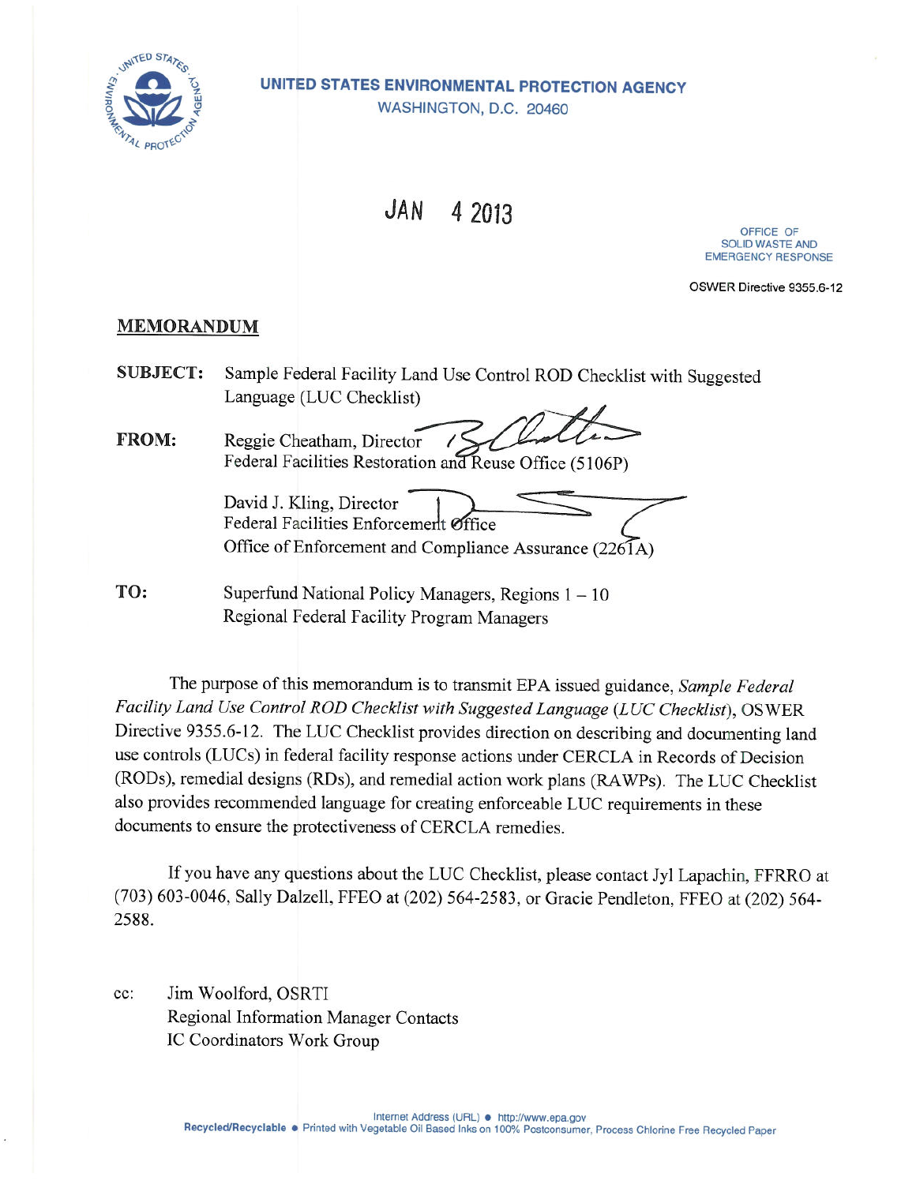**UNITED STATES ENVIRONMENTAL PROTECTION AGENCY**
WASHINGTON, D.C. 20460

JAN 4 2013

OFFICE OF
SOLID WASTE AND
EMERGENCY RESPONSE

OSWER Directive 9355.6-12

## MEMORANDUM

**SUBJECT:** Sample Federal Facility Land Use Control ROD Checklist with Suggested Language (LUC Checklist)

**FROM:** Reggie Cheatham, Director
Federal Facilities Restoration and Reuse Office (5106P)

David J. Kling, Director
Federal Facilities Enforcement Office
Office of Enforcement and Compliance Assurance (2261A)

**TO:** Superfund National Policy Managers, Regions 1 – 10
Regional Federal Facility Program Managers

The purpose of this memorandum is to transmit EPA issued guidance, *Sample Federal Facility Land Use Control ROD Checklist with Suggested Language (LUC Checklist)*, OSWER Directive 9355.6-12. The LUC Checklist provides direction on describing and documenting land use controls (LUCs) in federal facility response actions under CERCLA in Records of Decision (RODs), remedial designs (RDs), and remedial action work plans (RAWPs). The LUC Checklist also provides recommended language for creating enforceable LUC requirements in these documents to ensure the protectiveness of CERCLA remedies.

If you have any questions about the LUC Checklist, please contact Jyl Lapachin, FFRRO at (703) 603-0046, Sally Dalzell, FFEO at (202) 564-2583, or Gracie Pendleton, FFEO at (202) 564-2588.

cc: Jim Woolford, OSRTI
Regional Information Manager Contacts
IC Coordinators Work Group

Internet Address (URL) ● http://www.epa.gov
Recycled/Recyclable ● Printed with Vegetable Oil Based Inks on 100% Postconsumer, Process Chlorine Free Recycled Paper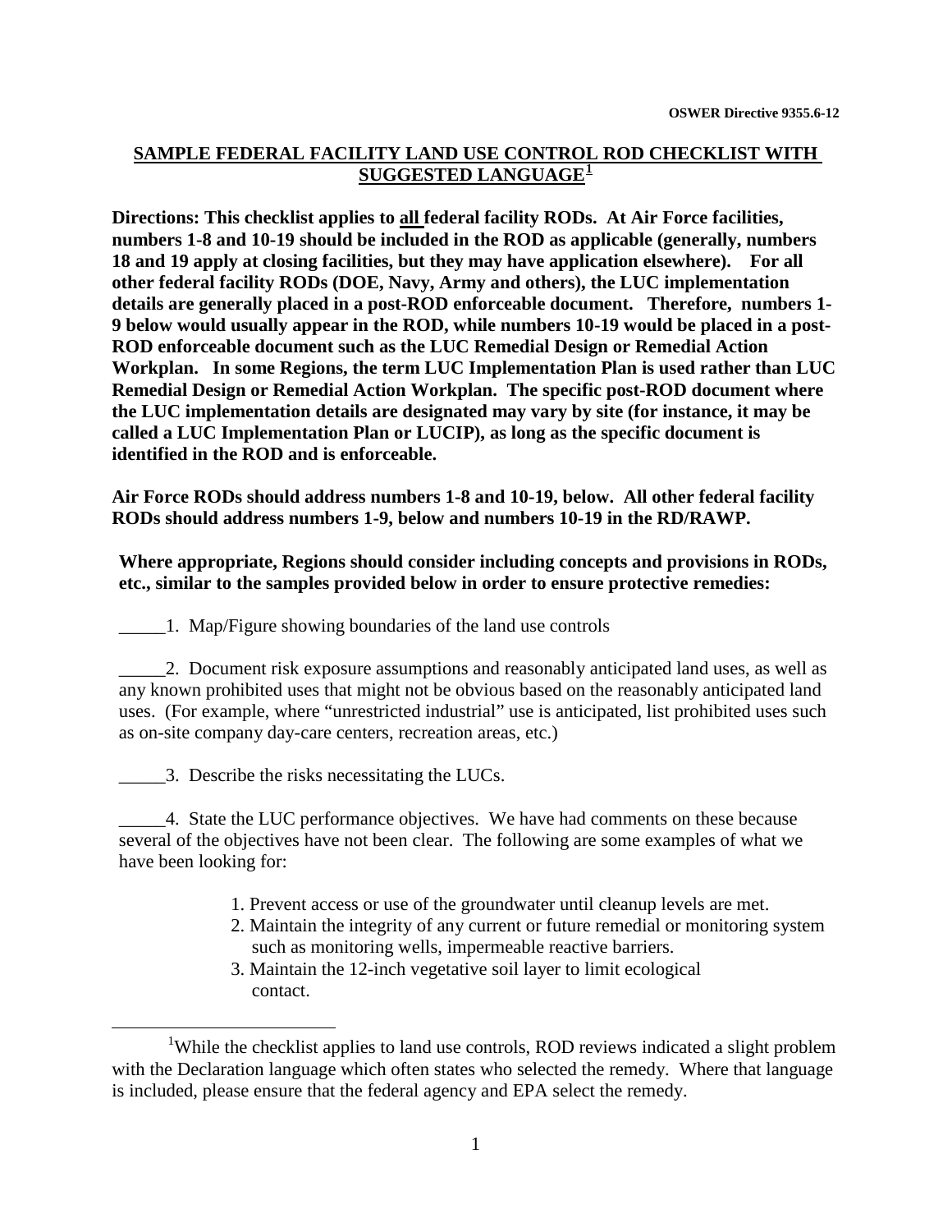## SAMPLE FEDERAL FACILITY LAND USE CONTROL ROD CHECKLIST WITH SUGGESTED LANGUAGE[1]

**Directions: This checklist applies to all federal facility RODs. At Air Force facilities, numbers 1-8 and 10-19 should be included in the ROD as applicable (generally, numbers 18 and 19 apply at closing facilities, but they may have application elsewhere). For all other federal facility RODs (DOE, Navy, Army and others), the LUC implementation details are generally placed in a post-ROD enforceable document. Therefore, numbers 1-9 below would usually appear in the ROD, while numbers 10-19 would be placed in a post-ROD enforceable document such as the LUC Remedial Design or Remedial Action Workplan. In some Regions, the term LUC Implementation Plan is used rather than LUC Remedial Design or Remedial Action Workplan. The specific post-ROD document where the LUC implementation details are designated may vary by site (for instance, it may be called a LUC Implementation Plan or LUCIP), as long as the specific document is identified in the ROD and is enforceable.**

**Air Force RODs should address numbers 1-8 and 10-19, below. All other federal facility RODs should address numbers 1-9, below and numbers 10-19 in the RD/RAWP.**

**Where appropriate, Regions should consider including concepts and provisions in RODs, etc., similar to the samples provided below in order to ensure protective remedies:**

_____1. Map/Figure showing boundaries of the land use controls

_____2. Document risk exposure assumptions and reasonably anticipated land uses, as well as any known prohibited uses that might not be obvious based on the reasonably anticipated land uses. (For example, where "unrestricted industrial" use is anticipated, list prohibited uses such as on-site company day-care centers, recreation areas, etc.)

_____3. Describe the risks necessitating the LUCs.

_____4. State the LUC performance objectives. We have had comments on these because several of the objectives have not been clear. The following are some examples of what we have been looking for:

1. Prevent access or use of the groundwater until cleanup levels are met.
2. Maintain the integrity of any current or future remedial or monitoring system such as monitoring wells, impermeable reactive barriers.
3. Maintain the 12-inch vegetative soil layer to limit ecological contact.

---

[1] While the checklist applies to land use controls, ROD reviews indicated a slight problem with the Declaration language which often states who selected the remedy. Where that language is included, please ensure that the federal agency and EPA select the remedy.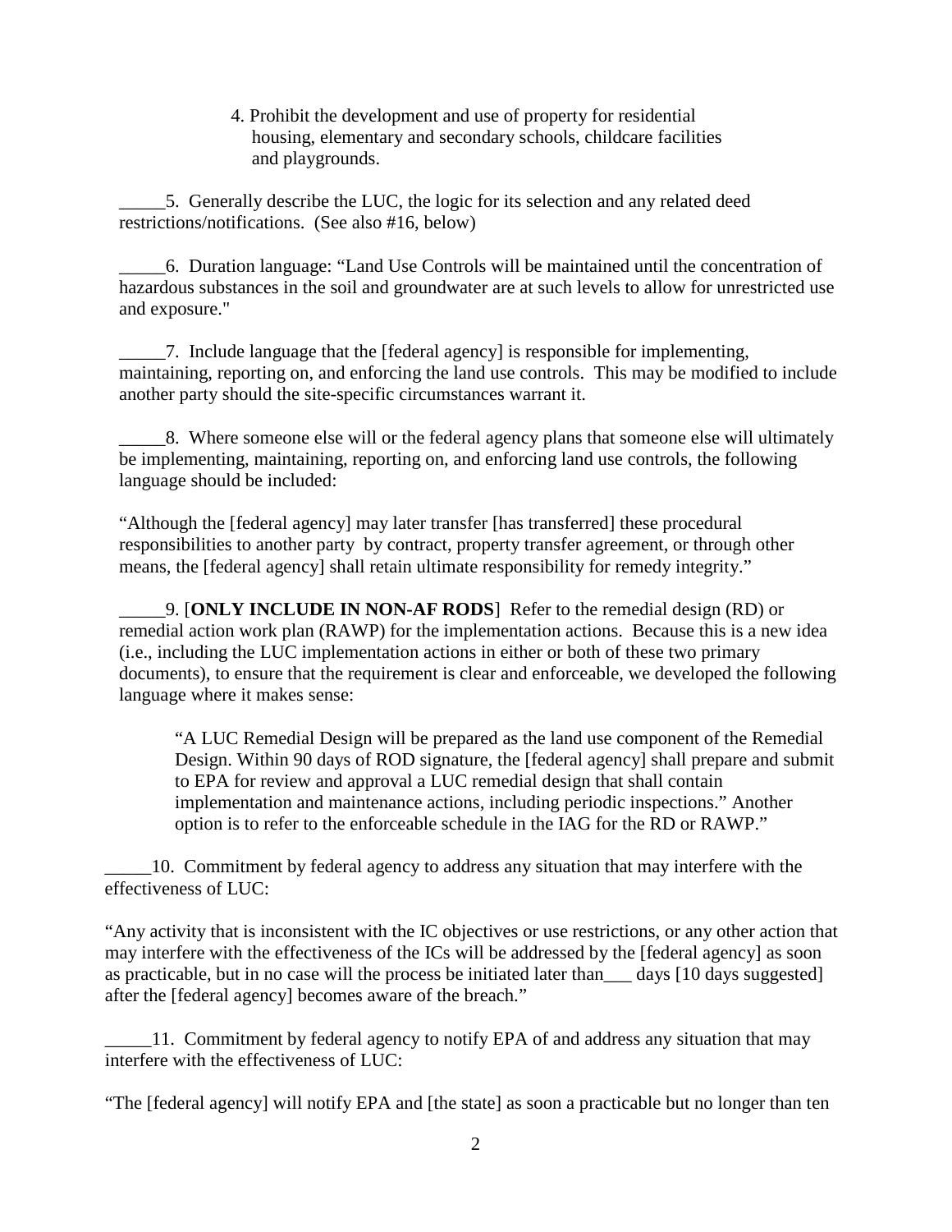4. Prohibit the development and use of property for residential housing, elementary and secondary schools, childcare facilities and playgrounds.

_____5. Generally describe the LUC, the logic for its selection and any related deed restrictions/notifications. (See also #16, below)

_____6. Duration language: "Land Use Controls will be maintained until the concentration of hazardous substances in the soil and groundwater are at such levels to allow for unrestricted use and exposure."

_____7. Include language that the [federal agency] is responsible for implementing, maintaining, reporting on, and enforcing the land use controls. This may be modified to include another party should the site-specific circumstances warrant it.

_____8. Where someone else will or the federal agency plans that someone else will ultimately be implementing, maintaining, reporting on, and enforcing land use controls, the following language should be included:

"Although the [federal agency] may later transfer [has transferred] these procedural responsibilities to another party by contract, property transfer agreement, or through other means, the [federal agency] shall retain ultimate responsibility for remedy integrity."

_____9. [**ONLY INCLUDE IN NON-AF RODS**] Refer to the remedial design (RD) or remedial action work plan (RAWP) for the implementation actions. Because this is a new idea (i.e., including the LUC implementation actions in either or both of these two primary documents), to ensure that the requirement is clear and enforceable, we developed the following language where it makes sense:

> "A LUC Remedial Design will be prepared as the land use component of the Remedial Design. Within 90 days of ROD signature, the [federal agency] shall prepare and submit to EPA for review and approval a LUC remedial design that shall contain implementation and maintenance actions, including periodic inspections." Another option is to refer to the enforceable schedule in the IAG for the RD or RAWP."

_____10. Commitment by federal agency to address any situation that may interfere with the effectiveness of LUC:

"Any activity that is inconsistent with the IC objectives or use restrictions, or any other action that may interfere with the effectiveness of the ICs will be addressed by the [federal agency] as soon as practicable, but in no case will the process be initiated later than___ days [10 days suggested] after the [federal agency] becomes aware of the breach."

_____11. Commitment by federal agency to notify EPA of and address any situation that may interfere with the effectiveness of LUC:

"The [federal agency] will notify EPA and [the state] as soon a practicable but no longer than ten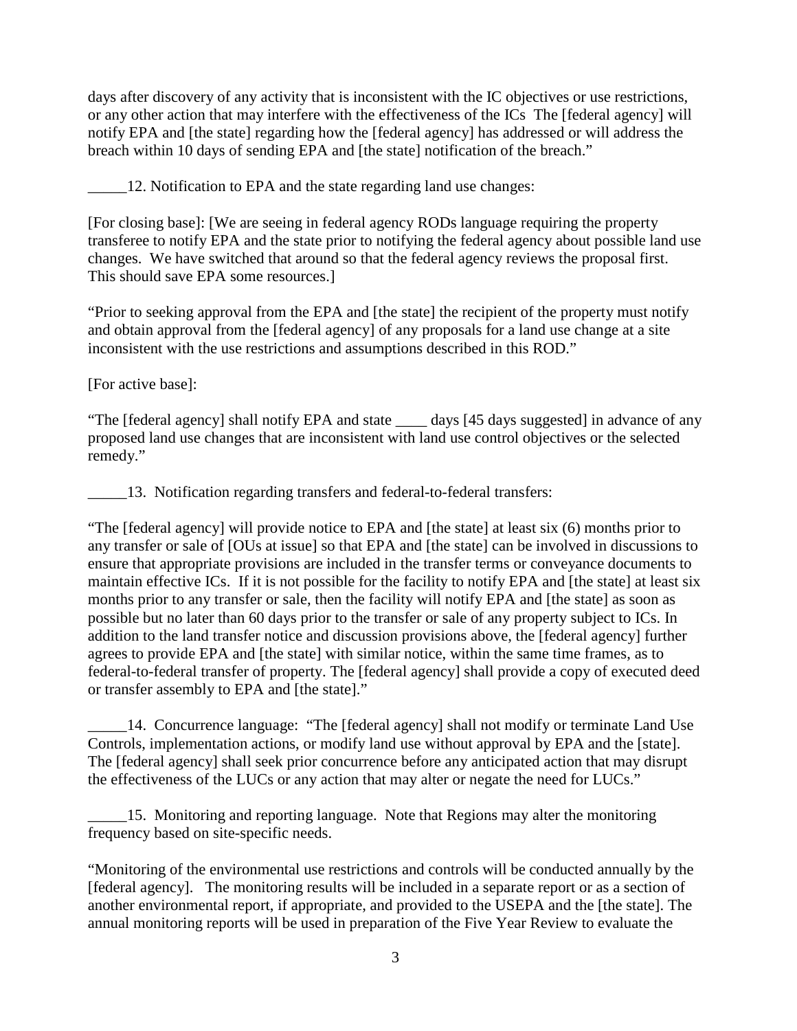days after discovery of any activity that is inconsistent with the IC objectives or use restrictions, or any other action that may interfere with the effectiveness of the ICs  The [federal agency] will notify EPA and [the state] regarding how the [federal agency] has addressed or will address the breach within 10 days of sending EPA and [the state] notification of the breach."

_____12. Notification to EPA and the state regarding land use changes:

[For closing base]: [We are seeing in federal agency RODs language requiring the property transferee to notify EPA and the state prior to notifying the federal agency about possible land use changes.  We have switched that around so that the federal agency reviews the proposal first. This should save EPA some resources.]

"Prior to seeking approval from the EPA and [the state] the recipient of the property must notify and obtain approval from the [federal agency] of any proposals for a land use change at a site inconsistent with the use restrictions and assumptions described in this ROD."

[For active base]:

"The [federal agency] shall notify EPA and state ____ days [45 days suggested] in advance of any proposed land use changes that are inconsistent with land use control objectives or the selected remedy."

_____13.  Notification regarding transfers and federal-to-federal transfers:

"The [federal agency] will provide notice to EPA and [the state] at least six (6) months prior to any transfer or sale of [OUs at issue] so that EPA and [the state] can be involved in discussions to ensure that appropriate provisions are included in the transfer terms or conveyance documents to maintain effective ICs.  If it is not possible for the facility to notify EPA and [the state] at least six months prior to any transfer or sale, then the facility will notify EPA and [the state] as soon as possible but no later than 60 days prior to the transfer or sale of any property subject to ICs. In addition to the land transfer notice and discussion provisions above, the [federal agency] further agrees to provide EPA and [the state] with similar notice, within the same time frames, as to federal-to-federal transfer of property. The [federal agency] shall provide a copy of executed deed or transfer assembly to EPA and [the state]."

_____14.  Concurrence language:  "The [federal agency] shall not modify or terminate Land Use Controls, implementation actions, or modify land use without approval by EPA and the [state]. The [federal agency] shall seek prior concurrence before any anticipated action that may disrupt the effectiveness of the LUCs or any action that may alter or negate the need for LUCs."

_____15.  Monitoring and reporting language.  Note that Regions may alter the monitoring frequency based on site-specific needs.

"Monitoring of the environmental use restrictions and controls will be conducted annually by the [federal agency].   The monitoring results will be included in a separate report or as a section of another environmental report, if appropriate, and provided to the USEPA and the [the state]. The annual monitoring reports will be used in preparation of the Five Year Review to evaluate the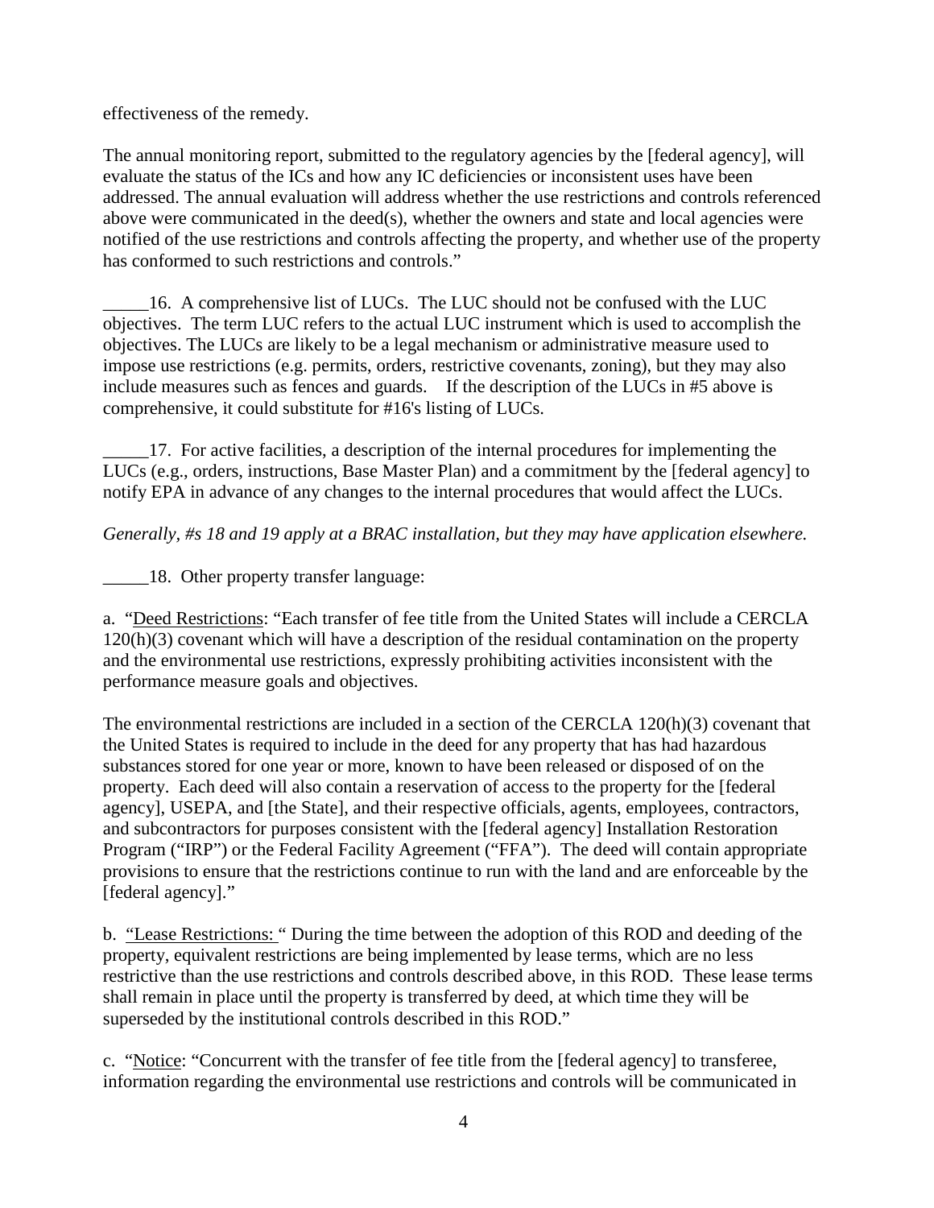effectiveness of the remedy.

The annual monitoring report, submitted to the regulatory agencies by the [federal agency], will evaluate the status of the ICs and how any IC deficiencies or inconsistent uses have been addressed. The annual evaluation will address whether the use restrictions and controls referenced above were communicated in the deed(s), whether the owners and state and local agencies were notified of the use restrictions and controls affecting the property, and whether use of the property has conformed to such restrictions and controls."

_____16. A comprehensive list of LUCs. The LUC should not be confused with the LUC objectives. The term LUC refers to the actual LUC instrument which is used to accomplish the objectives. The LUCs are likely to be a legal mechanism or administrative measure used to impose use restrictions (e.g. permits, orders, restrictive covenants, zoning), but they may also include measures such as fences and guards. If the description of the LUCs in #5 above is comprehensive, it could substitute for #16's listing of LUCs.

_____17. For active facilities, a description of the internal procedures for implementing the LUCs (e.g., orders, instructions, Base Master Plan) and a commitment by the [federal agency] to notify EPA in advance of any changes to the internal procedures that would affect the LUCs.

*Generally, #s 18 and 19 apply at a BRAC installation, but they may have application elsewhere.*

_____18. Other property transfer language:

a. "Deed Restrictions: "Each transfer of fee title from the United States will include a CERCLA 120(h)(3) covenant which will have a description of the residual contamination on the property and the environmental use restrictions, expressly prohibiting activities inconsistent with the performance measure goals and objectives.

The environmental restrictions are included in a section of the CERCLA 120(h)(3) covenant that the United States is required to include in the deed for any property that has had hazardous substances stored for one year or more, known to have been released or disposed of on the property. Each deed will also contain a reservation of access to the property for the [federal agency], USEPA, and [the State], and their respective officials, agents, employees, contractors, and subcontractors for purposes consistent with the [federal agency] Installation Restoration Program ("IRP") or the Federal Facility Agreement ("FFA"). The deed will contain appropriate provisions to ensure that the restrictions continue to run with the land and are enforceable by the [federal agency]."

b. "Lease Restrictions: " During the time between the adoption of this ROD and deeding of the property, equivalent restrictions are being implemented by lease terms, which are no less restrictive than the use restrictions and controls described above, in this ROD. These lease terms shall remain in place until the property is transferred by deed, at which time they will be superseded by the institutional controls described in this ROD."

c. "Notice: "Concurrent with the transfer of fee title from the [federal agency] to transferee, information regarding the environmental use restrictions and controls will be communicated in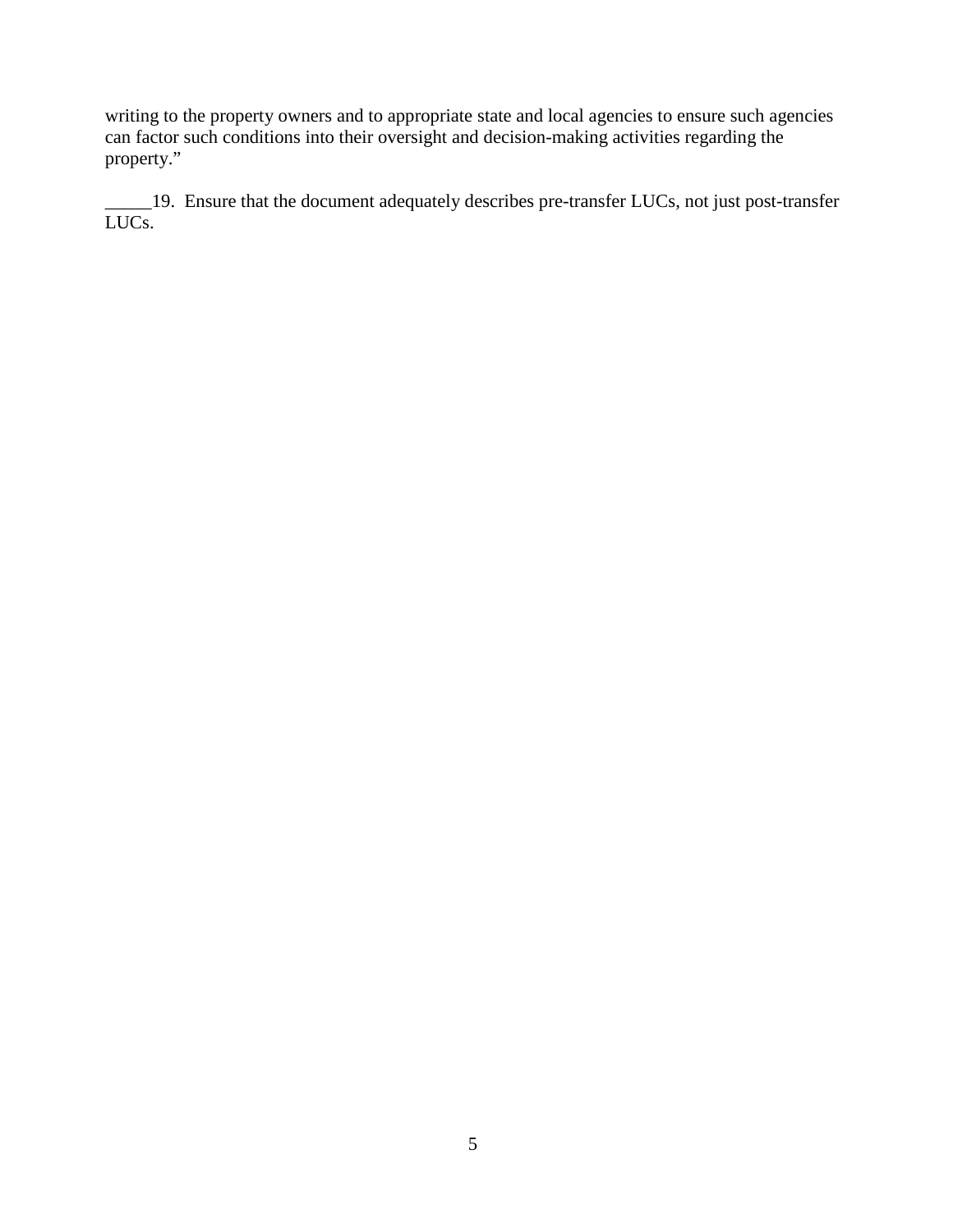writing to the property owners and to appropriate state and local agencies to ensure such agencies can factor such conditions into their oversight and decision-making activities regarding the property."

_____19. Ensure that the document adequately describes pre-transfer LUCs, not just post-transfer LUCs.